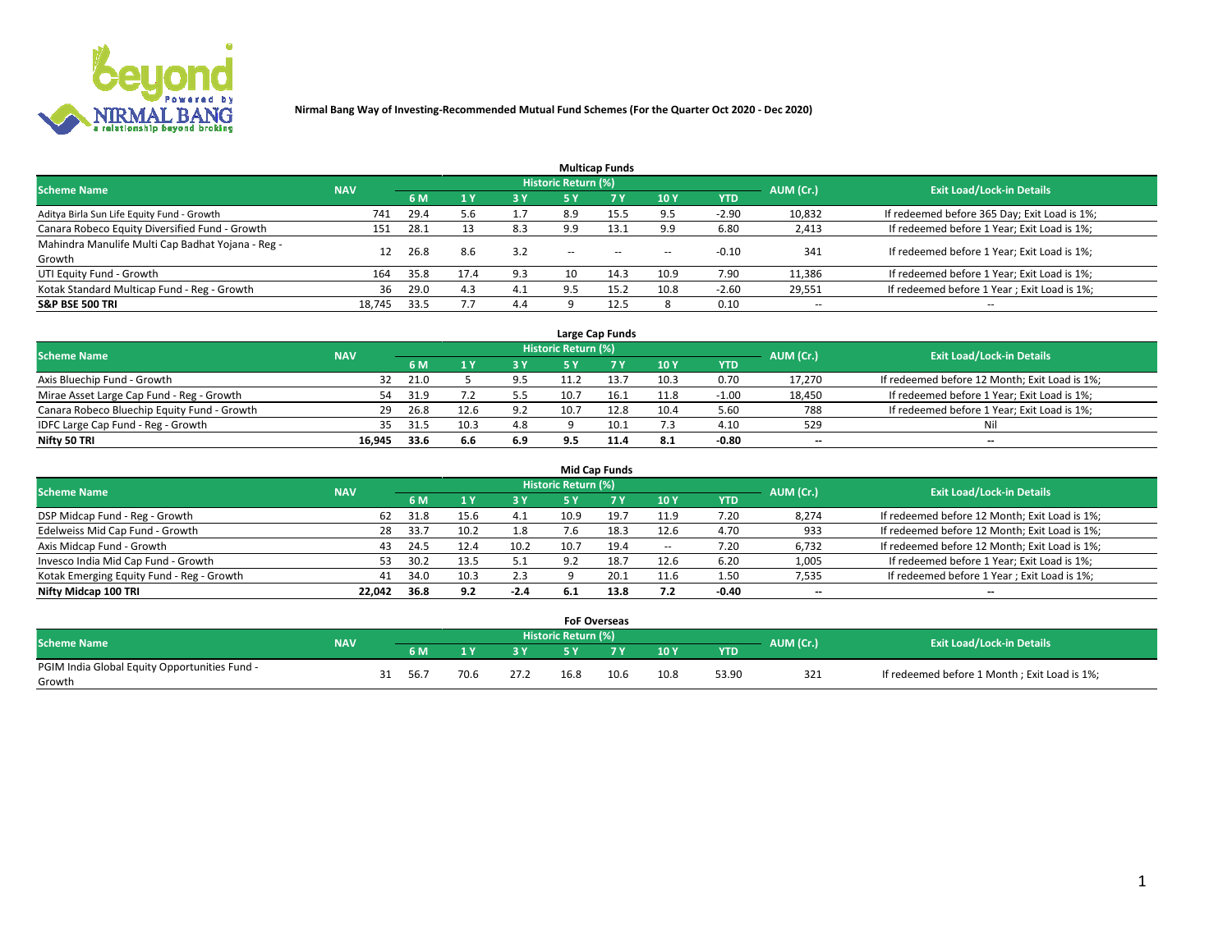**Nirmal Bang Way of Investing-Recommended Mutual Fund Schemes (For the Quarter Oct 2020 - Dec 2020)**

## Multicap Funds

| Scheme Name | NAV | Historic Return (%) | | | | | | | AUM (Cr.) | Exit Load/Lock-in Details |
|---|---|---|---|---|---|---|---|---|---|---|
| | | 6 M | 1 Y | 3 Y | 5 Y | 7 Y | 10 Y | YTD | | |
| Aditya Birla Sun Life Equity Fund - Growth | 741 | 29.4 | 5.6 | 1.7 | 8.9 | 15.5 | 9.5 | -2.90 | 10,832 | If redeemed before 365 Day; Exit Load is 1%; |
| Canara Robeco Equity Diversified Fund - Growth | 151 | 28.1 | 13 | 8.3 | 9.9 | 13.1 | 9.9 | 6.80 | 2,413 | If redeemed before 1 Year; Exit Load is 1%; |
| Mahindra Manulife Multi Cap Badhat Yojana - Reg - Growth | 12 | 26.8 | 8.6 | 3.2 | -- | -- | -- | -0.10 | 341 | If redeemed before 1 Year; Exit Load is 1%; |
| UTI Equity Fund - Growth | 164 | 35.8 | 17.4 | 9.3 | 10 | 14.3 | 10.9 | 7.90 | 11,386 | If redeemed before 1 Year; Exit Load is 1%; |
| Kotak Standard Multicap Fund - Reg - Growth | 36 | 29.0 | 4.3 | 4.1 | 9.5 | 15.2 | 10.8 | -2.60 | 29,551 | If redeemed before 1 Year ; Exit Load is 1%; |
| **S&P BSE 500 TRI** | **18,745** | **33.5** | **7.7** | **4.4** | **9** | **12.5** | **8** | **0.10** | -- | -- |

## Large Cap Funds

| Scheme Name | NAV | Historic Return (%) | | | | | | | AUM (Cr.) | Exit Load/Lock-in Details |
|---|---|---|---|---|---|---|---|---|---|---|
| | | 6 M | 1 Y | 3 Y | 5 Y | 7 Y | 10 Y | YTD | | |
| Axis Bluechip Fund - Growth | 32 | 21.0 | 5 | 9.5 | 11.2 | 13.7 | 10.3 | 0.70 | 17,270 | If redeemed before 12 Month; Exit Load is 1%; |
| Mirae Asset Large Cap Fund - Reg - Growth | 54 | 31.9 | 7.2 | 5.5 | 10.7 | 16.1 | 11.8 | -1.00 | 18,450 | If redeemed before 1 Year; Exit Load is 1%; |
| Canara Robeco Bluechip Equity Fund - Growth | 29 | 26.8 | 12.6 | 9.2 | 10.7 | 12.8 | 10.4 | 5.60 | 788 | If redeemed before 1 Year; Exit Load is 1%; |
| IDFC Large Cap Fund - Reg - Growth | 35 | 31.5 | 10.3 | 4.8 | 9 | 10.1 | 7.3 | 4.10 | 529 | Nil |
| **Nifty 50 TRI** | **16,945** | **33.6** | **6.6** | **6.9** | **9.5** | **11.4** | **8.1** | **-0.80** | -- | -- |

## Mid Cap Funds

| Scheme Name | NAV | Historic Return (%) | | | | | | | AUM (Cr.) | Exit Load/Lock-in Details |
|---|---|---|---|---|---|---|---|---|---|---|
| | | 6 M | 1 Y | 3 Y | 5 Y | 7 Y | 10 Y | YTD | | |
| DSP Midcap Fund - Reg - Growth | 62 | 31.8 | 15.6 | 4.1 | 10.9 | 19.7 | 11.9 | 7.20 | 8,274 | If redeemed before 12 Month; Exit Load is 1%; |
| Edelweiss Mid Cap Fund - Growth | 28 | 33.7 | 10.2 | 1.8 | 7.6 | 18.3 | 12.6 | 4.70 | 933 | If redeemed before 12 Month; Exit Load is 1%; |
| Axis Midcap Fund - Growth | 43 | 24.5 | 12.4 | 10.2 | 10.7 | 19.4 | -- | 7.20 | 6,732 | If redeemed before 12 Month; Exit Load is 1%; |
| Invesco India Mid Cap Fund - Growth | 53 | 30.2 | 13.5 | 5.1 | 9.2 | 18.7 | 12.6 | 6.20 | 1,005 | If redeemed before 1 Year; Exit Load is 1%; |
| Kotak Emerging Equity Fund - Reg - Growth | 41 | 34.0 | 10.3 | 2.3 | 9 | 20.1 | 11.6 | 1.50 | 7,535 | If redeemed before 1 Year ; Exit Load is 1%; |
| **Nifty Midcap 100 TRI** | **22,042** | **36.8** | **9.2** | **-2.4** | **6.1** | **13.8** | **7.2** | **-0.40** | -- | -- |

## FoF Overseas

| Scheme Name | NAV | Historic Return (%) | | | | | | | AUM (Cr.) | Exit Load/Lock-in Details |
|---|---|---|---|---|---|---|---|---|---|---|
| | | 6 M | 1 Y | 3 Y | 5 Y | 7 Y | 10 Y | YTD | | |
| PGIM India Global Equity Opportunities Fund - Growth | 31 | 56.7 | 70.6 | 27.2 | 16.8 | 10.6 | 10.8 | 53.90 | 321 | If redeemed before 1 Month ; Exit Load is 1%; |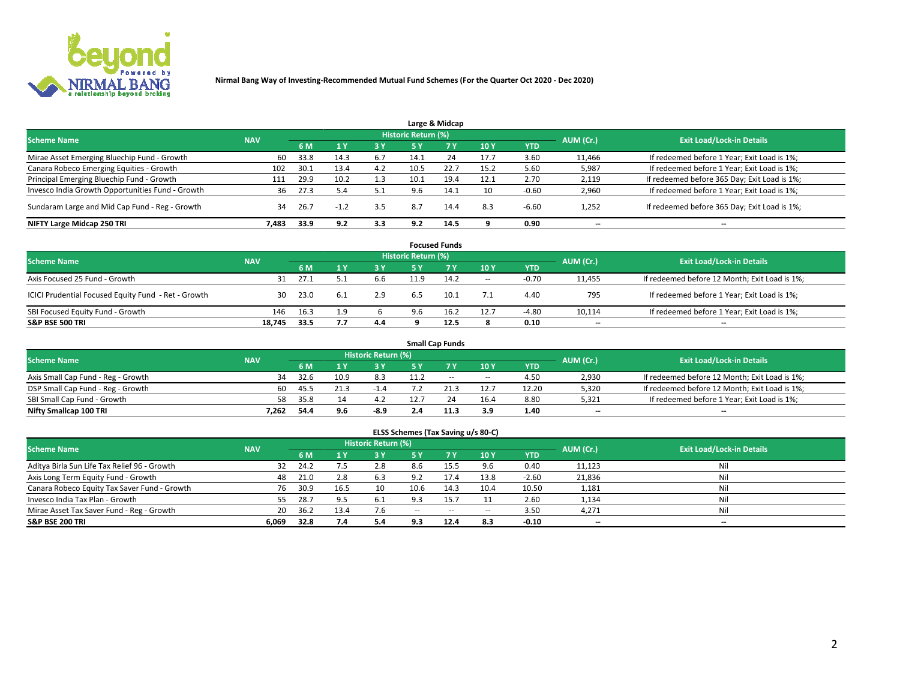**Nirmal Bang Way of Investing-Recommended Mutual Fund Schemes (For the Quarter Oct 2020 - Dec 2020)**

### Large & Midcap

| Scheme Name | NAV | Historic Return (%) | | | | | | | AUM (Cr.) | Exit Load/Lock-in Details |
|---|---|---|---|---|---|---|---|---|---|---|
| | | 6 M | 1 Y | 3 Y | 5 Y | 7 Y | 10 Y | YTD | | |
| Mirae Asset Emerging Bluechip Fund - Growth | 60 | 33.8 | 14.3 | 6.7 | 14.1 | 24 | 17.7 | 3.60 | 11,466 | If redeemed before 1 Year; Exit Load is 1%; |
| Canara Robeco Emerging Equities - Growth | 102 | 30.1 | 13.4 | 4.2 | 10.5 | 22.7 | 15.2 | 5.60 | 5,987 | If redeemed before 1 Year; Exit Load is 1%; |
| Principal Emerging Bluechip Fund - Growth | 111 | 29.9 | 10.2 | 1.3 | 10.1 | 19.4 | 12.1 | 2.70 | 2,119 | If redeemed before 365 Day; Exit Load is 1%; |
| Invesco India Growth Opportunities Fund - Growth | 36 | 27.3 | 5.4 | 5.1 | 9.6 | 14.1 | 10 | -0.60 | 2,960 | If redeemed before 1 Year; Exit Load is 1%; |
| Sundaram Large and Mid Cap Fund - Reg - Growth | 34 | 26.7 | -1.2 | 3.5 | 8.7 | 14.4 | 8.3 | -6.60 | 1,252 | If redeemed before 365 Day; Exit Load is 1%; |
| **NIFTY Large Midcap 250 TRI** | **7,483** | **33.9** | **9.2** | **3.3** | **9.2** | **14.5** | **9** | **0.90** | **--** | **--** |

### Focused Funds

| Scheme Name | NAV | Historic Return (%) | | | | | | | AUM (Cr.) | Exit Load/Lock-in Details |
|---|---|---|---|---|---|---|---|---|---|---|
| | | 6 M | 1 Y | 3 Y | 5 Y | 7 Y | 10 Y | YTD | | |
| Axis Focused 25 Fund - Growth | 31 | 27.1 | 5.1 | 6.6 | 11.9 | 14.2 | -- | -0.70 | 11,455 | If redeemed before 12 Month; Exit Load is 1%; |
| ICICI Prudential Focused Equity Fund - Ret - Growth | 30 | 23.0 | 6.1 | 2.9 | 6.5 | 10.1 | 7.1 | 4.40 | 795 | If redeemed before 1 Year; Exit Load is 1%; |
| SBI Focused Equity Fund - Growth | 146 | 16.3 | 1.9 | 6 | 9.6 | 16.2 | 12.7 | -4.80 | 10,114 | If redeemed before 1 Year; Exit Load is 1%; |
| **S&P BSE 500 TRI** | **18,745** | **33.5** | **7.7** | **4.4** | **9** | **12.5** | **8** | **0.10** | **--** | **--** |

### Small Cap Funds

| Scheme Name | NAV | Historic Return (%) | | | | | | | AUM (Cr.) | Exit Load/Lock-in Details |
|---|---|---|---|---|---|---|---|---|---|---|
| | | 6 M | 1 Y | 3 Y | 5 Y | 7 Y | 10 Y | YTD | | |
| Axis Small Cap Fund - Reg - Growth | 34 | 32.6 | 10.9 | 8.3 | 11.2 | -- | -- | 4.50 | 2,930 | If redeemed before 12 Month; Exit Load is 1%; |
| DSP Small Cap Fund - Reg - Growth | 60 | 45.5 | 21.3 | -1.4 | 7.2 | 21.3 | 12.7 | 12.20 | 5,320 | If redeemed before 12 Month; Exit Load is 1%; |
| SBI Small Cap Fund - Growth | 58 | 35.8 | 14 | 4.2 | 12.7 | 24 | 16.4 | 8.80 | 5,321 | If redeemed before 1 Year; Exit Load is 1%; |
| **Nifty Smallcap 100 TRI** | **7,262** | **54.4** | **9.6** | **-8.9** | **2.4** | **11.3** | **3.9** | **1.40** | **--** | **--** |

### ELSS Schemes (Tax Saving u/s 80-C)

| Scheme Name | NAV | Historic Return (%) | | | | | | | AUM (Cr.) | Exit Load/Lock-in Details |
|---|---|---|---|---|---|---|---|---|---|---|
| | | 6 M | 1 Y | 3 Y | 5 Y | 7 Y | 10 Y | YTD | | |
| Aditya Birla Sun Life Tax Relief 96 - Growth | 32 | 24.2 | 7.5 | 2.8 | 8.6 | 15.5 | 9.6 | 0.40 | 11,123 | Nil |
| Axis Long Term Equity Fund - Growth | 48 | 21.0 | 2.8 | 6.3 | 9.2 | 17.4 | 13.8 | -2.60 | 21,836 | Nil |
| Canara Robeco Equity Tax Saver Fund - Growth | 76 | 30.9 | 16.5 | 10 | 10.6 | 14.3 | 10.4 | 10.50 | 1,181 | Nil |
| Invesco India Tax Plan - Growth | 55 | 28.7 | 9.5 | 6.1 | 9.3 | 15.7 | 11 | 2.60 | 1,134 | Nil |
| Mirae Asset Tax Saver Fund - Reg - Growth | 20 | 36.2 | 13.4 | 7.6 | -- | -- | -- | 3.50 | 4,271 | Nil |
| **S&P BSE 200 TRI** | **6,069** | **32.8** | **7.4** | **5.4** | **9.3** | **12.4** | **8.3** | **-0.10** | **--** | **--** |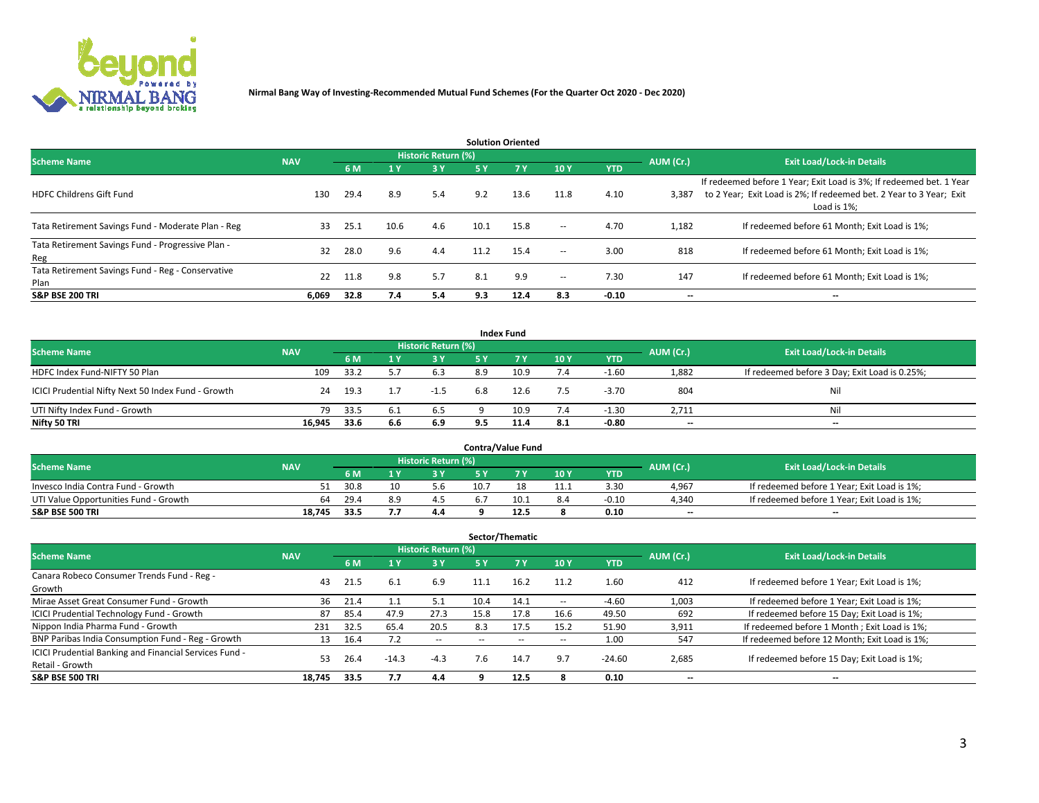Nirmal Bang Way of Investing-Recommended Mutual Fund Schemes (For the Quarter Oct 2020 - Dec 2020)

### Solution Oriented

| Scheme Name | NAV | Historic Return (%) | | | | | | | AUM (Cr.) | Exit Load/Lock-in Details |
|---|---|---|---|---|---|---|---|---|---|---|
| | | 6 M | 1 Y | 3 Y | 5 Y | 7 Y | 10 Y | YTD | | |
| HDFC Childrens Gift Fund | 130 | 29.4 | 8.9 | 5.4 | 9.2 | 13.6 | 11.8 | 4.10 | 3,387 | If redeemed before 1 Year; Exit Load is 3%; If redeemed bet. 1 Year to 2 Year; Exit Load is 2%; If redeemed bet. 2 Year to 3 Year; Exit Load is 1%; |
| Tata Retirement Savings Fund - Moderate Plan - Reg | 33 | 25.1 | 10.6 | 4.6 | 10.1 | 15.8 | -- | 4.70 | 1,182 | If redeemed before 61 Month; Exit Load is 1%; |
| Tata Retirement Savings Fund - Progressive Plan - Reg | 32 | 28.0 | 9.6 | 4.4 | 11.2 | 15.4 | -- | 3.00 | 818 | If redeemed before 61 Month; Exit Load is 1%; |
| Tata Retirement Savings Fund - Reg - Conservative Plan | 22 | 11.8 | 9.8 | 5.7 | 8.1 | 9.9 | -- | 7.30 | 147 | If redeemed before 61 Month; Exit Load is 1%; |
| **S&P BSE 200 TRI** | **6,069** | **32.8** | **7.4** | **5.4** | **9.3** | **12.4** | **8.3** | **-0.10** | **--** | **--** |

### Index Fund

| Scheme Name | NAV | Historic Return (%) | | | | | | | AUM (Cr.) | Exit Load/Lock-in Details |
|---|---|---|---|---|---|---|---|---|---|---|
| | | 6 M | 1 Y | 3 Y | 5 Y | 7 Y | 10 Y | YTD | | |
| HDFC Index Fund-NIFTY 50 Plan | 109 | 33.2 | 5.7 | 6.3 | 8.9 | 10.9 | 7.4 | -1.60 | 1,882 | If redeemed before 3 Day; Exit Load is 0.25%; |
| ICICI Prudential Nifty Next 50 Index Fund - Growth | 24 | 19.3 | 1.7 | -1.5 | 6.8 | 12.6 | 7.5 | -3.70 | 804 | Nil |
| UTI Nifty Index Fund - Growth | 79 | 33.5 | 6.1 | 6.5 | 9 | 10.9 | 7.4 | -1.30 | 2,711 | Nil |
| **Nifty 50 TRI** | **16,945** | **33.6** | **6.6** | **6.9** | **9.5** | **11.4** | **8.1** | **-0.80** | **--** | **--** |

### Contra/Value Fund

| Scheme Name | NAV | Historic Return (%) | | | | | | | AUM (Cr.) | Exit Load/Lock-in Details |
|---|---|---|---|---|---|---|---|---|---|---|
| | | 6 M | 1 Y | 3 Y | 5 Y | 7 Y | 10 Y | YTD | | |
| Invesco India Contra Fund - Growth | 51 | 30.8 | 10 | 5.6 | 10.7 | 18 | 11.1 | 3.30 | 4,967 | If redeemed before 1 Year; Exit Load is 1%; |
| UTI Value Opportunities Fund - Growth | 64 | 29.4 | 8.9 | 4.5 | 6.7 | 10.1 | 8.4 | -0.10 | 4,340 | If redeemed before 1 Year; Exit Load is 1%; |
| **S&P BSE 500 TRI** | **18,745** | **33.5** | **7.7** | **4.4** | **9** | **12.5** | **8** | **0.10** | **--** | **--** |

### Sector/Thematic

| Scheme Name | NAV | Historic Return (%) | | | | | | | AUM (Cr.) | Exit Load/Lock-in Details |
|---|---|---|---|---|---|---|---|---|---|---|
| | | 6 M | 1 Y | 3 Y | 5 Y | 7 Y | 10 Y | YTD | | |
| Canara Robeco Consumer Trends Fund - Reg - Growth | 43 | 21.5 | 6.1 | 6.9 | 11.1 | 16.2 | 11.2 | 1.60 | 412 | If redeemed before 1 Year; Exit Load is 1%; |
| Mirae Asset Great Consumer Fund - Growth | 36 | 21.4 | 1.1 | 5.1 | 10.4 | 14.1 | -- | -4.60 | 1,003 | If redeemed before 1 Year; Exit Load is 1%; |
| ICICI Prudential Technology Fund - Growth | 87 | 85.4 | 47.9 | 27.3 | 15.8 | 17.8 | 16.6 | 49.50 | 692 | If redeemed before 15 Day; Exit Load is 1%; |
| Nippon India Pharma Fund - Growth | 231 | 32.5 | 65.4 | 20.5 | 8.3 | 17.5 | 15.2 | 51.90 | 3,911 | If redeemed before 1 Month ; Exit Load is 1%; |
| BNP Paribas India Consumption Fund - Reg - Growth | 13 | 16.4 | 7.2 | -- | -- | -- | -- | 1.00 | 547 | If redeemed before 12 Month; Exit Load is 1%; |
| ICICI Prudential Banking and Financial Services Fund - Retail - Growth | 53 | 26.4 | -14.3 | -4.3 | 7.6 | 14.7 | 9.7 | -24.60 | 2,685 | If redeemed before 15 Day; Exit Load is 1%; |
| **S&P BSE 500 TRI** | **18,745** | **33.5** | **7.7** | **4.4** | **9** | **12.5** | **8** | **0.10** | **--** | **--** |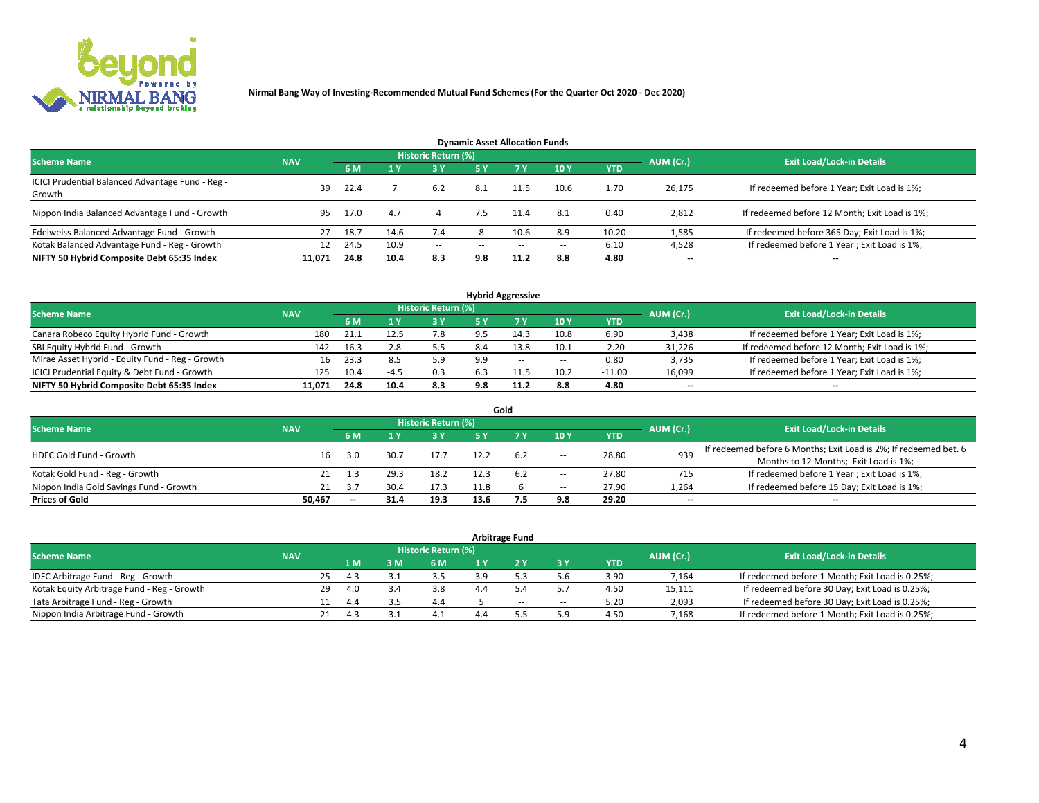**Nirmal Bang Way of Investing-Recommended Mutual Fund Schemes (For the Quarter Oct 2020 - Dec 2020)**

## Dynamic Asset Allocation Funds

| Scheme Name | NAV | Historic Return (%) | | | | | | | AUM (Cr.) | Exit Load/Lock-in Details |
|---|---|---|---|---|---|---|---|---|---|---|
| | | 6 M | 1 Y | 3 Y | 5 Y | 7 Y | 10 Y | YTD | | |
| ICICI Prudential Balanced Advantage Fund - Reg - Growth | 39 | 22.4 | 7 | 6.2 | 8.1 | 11.5 | 10.6 | 1.70 | 26,175 | If redeemed before 1 Year; Exit Load is 1%; |
| Nippon India Balanced Advantage Fund - Growth | 95 | 17.0 | 4.7 | 4 | 7.5 | 11.4 | 8.1 | 0.40 | 2,812 | If redeemed before 12 Month; Exit Load is 1%; |
| Edelweiss Balanced Advantage Fund - Growth | 27 | 18.7 | 14.6 | 7.4 | 8 | 10.6 | 8.9 | 10.20 | 1,585 | If redeemed before 365 Day; Exit Load is 1%; |
| Kotak Balanced Advantage Fund - Reg - Growth | 12 | 24.5 | 10.9 | -- | -- | -- | -- | 6.10 | 4,528 | If redeemed before 1 Year ; Exit Load is 1%; |
| **NIFTY 50 Hybrid Composite Debt 65:35 Index** | **11,071** | **24.8** | **10.4** | **8.3** | **9.8** | **11.2** | **8.8** | **4.80** | **--** | **--** |

## Hybrid Aggressive

| Scheme Name | NAV | Historic Return (%) | | | | | | | AUM (Cr.) | Exit Load/Lock-in Details |
|---|---|---|---|---|---|---|---|---|---|---|
| | | 6 M | 1 Y | 3 Y | 5 Y | 7 Y | 10 Y | YTD | | |
| Canara Robeco Equity Hybrid Fund - Growth | 180 | 21.1 | 12.5 | 7.8 | 9.5 | 14.3 | 10.8 | 6.90 | 3,438 | If redeemed before 1 Year; Exit Load is 1%; |
| SBI Equity Hybrid Fund - Growth | 142 | 16.3 | 2.8 | 5.5 | 8.4 | 13.8 | 10.1 | -2.20 | 31,226 | If redeemed before 12 Month; Exit Load is 1%; |
| Mirae Asset Hybrid - Equity Fund - Reg - Growth | 16 | 23.3 | 8.5 | 5.9 | 9.9 | -- | -- | 0.80 | 3,735 | If redeemed before 1 Year; Exit Load is 1%; |
| ICICI Prudential Equity & Debt Fund - Growth | 125 | 10.4 | -4.5 | 0.3 | 6.3 | 11.5 | 10.2 | -11.00 | 16,099 | If redeemed before 1 Year; Exit Load is 1%; |
| **NIFTY 50 Hybrid Composite Debt 65:35 Index** | **11,071** | **24.8** | **10.4** | **8.3** | **9.8** | **11.2** | **8.8** | **4.80** | **--** | **--** |

## Gold

| Scheme Name | NAV | Historic Return (%) | | | | | | | AUM (Cr.) | Exit Load/Lock-in Details |
|---|---|---|---|---|---|---|---|---|---|---|
| | | 6 M | 1 Y | 3 Y | 5 Y | 7 Y | 10 Y | YTD | | |
| HDFC Gold Fund - Growth | 16 | 3.0 | 30.7 | 17.7 | 12.2 | 6.2 | -- | 28.80 | 939 | If redeemed before 6 Months; Exit Load is 2%; If redeemed bet. 6 Months to 12 Months; Exit Load is 1%; |
| Kotak Gold Fund - Reg - Growth | 21 | 1.3 | 29.3 | 18.2 | 12.3 | 6.2 | -- | 27.80 | 715 | If redeemed before 1 Year ; Exit Load is 1%; |
| Nippon India Gold Savings Fund - Growth | 21 | 3.7 | 30.4 | 17.3 | 11.8 | 6 | -- | 27.90 | 1,264 | If redeemed before 15 Day; Exit Load is 1%; |
| **Prices of Gold** | **50,467** | **--** | **31.4** | **19.3** | **13.6** | **7.5** | **9.8** | **29.20** | **--** | **--** |

## Arbitrage Fund

| Scheme Name | NAV | Historic Return (%) | | | | | | | AUM (Cr.) | Exit Load/Lock-in Details |
|---|---|---|---|---|---|---|---|---|---|---|
| | | 1 M | 3 M | 6 M | 1 Y | 2 Y | 3 Y | YTD | | |
| IDFC Arbitrage Fund - Reg - Growth | 25 | 4.3 | 3.1 | 3.5 | 3.9 | 5.3 | 5.6 | 3.90 | 7,164 | If redeemed before 1 Month; Exit Load is 0.25%; |
| Kotak Equity Arbitrage Fund - Reg - Growth | 29 | 4.0 | 3.4 | 3.8 | 4.4 | 5.4 | 5.7 | 4.50 | 15,111 | If redeemed before 30 Day; Exit Load is 0.25%; |
| Tata Arbitrage Fund - Reg - Growth | 11 | 4.4 | 3.5 | 4.4 | 5 | -- | -- | 5.20 | 2,093 | If redeemed before 30 Day; Exit Load is 0.25%; |
| Nippon India Arbitrage Fund - Growth | 21 | 4.3 | 3.1 | 4.1 | 4.4 | 5.5 | 5.9 | 4.50 | 7,168 | If redeemed before 1 Month; Exit Load is 0.25%; |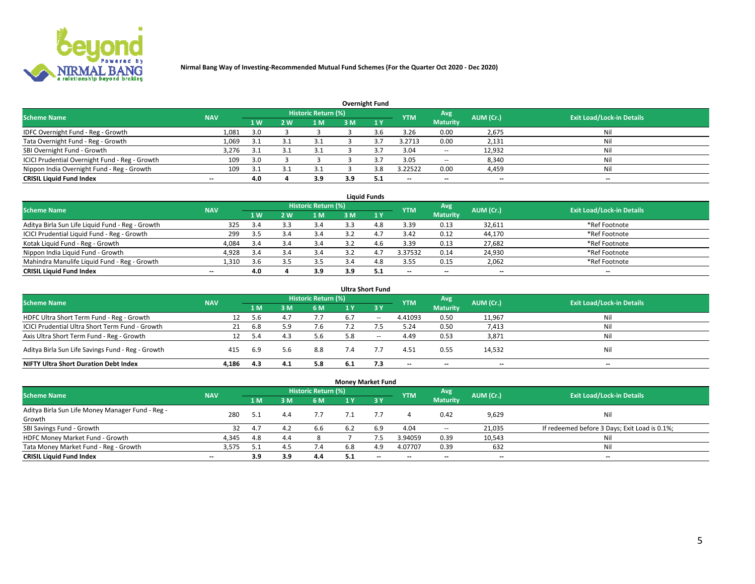Nirmal Bang Way of Investing-Recommended Mutual Fund Schemes (For the Quarter Oct 2020 - Dec 2020)

## Overnight Fund

| Scheme Name | NAV | Historic Return (%) | | | | | YTM | Avg Maturity | AUM (Cr.) | Exit Load/Lock-in Details |
|---|---|---|---|---|---|---|---|---|---|---|
| | | 1 W | 2 W | 1 M | 3 M | 1 Y | | | | |
| IDFC Overnight Fund - Reg - Growth | 1,081 | 3.0 | 3 | 3 | 3 | 3.6 | 3.26 | 0.00 | 2,675 | Nil |
| Tata Overnight Fund - Reg - Growth | 1,069 | 3.1 | 3.1 | 3.1 | 3 | 3.7 | 3.2713 | 0.00 | 2,131 | Nil |
| SBI Overnight Fund - Growth | 3,276 | 3.1 | 3.1 | 3.1 | 3 | 3.7 | 3.04 | -- | 12,932 | Nil |
| ICICI Prudential Overnight Fund - Reg - Growth | 109 | 3.0 | 3 | 3 | 3 | 3.7 | 3.05 | -- | 8,340 | Nil |
| Nippon India Overnight Fund - Reg - Growth | 109 | 3.1 | 3.1 | 3.1 | 3 | 3.8 | 3.22522 | 0.00 | 4,459 | Nil |
| **CRISIL Liquid Fund Index** | -- | **4.0** | **4** | **3.9** | **3.9** | **5.1** | -- | -- | -- | -- |

## Liquid Funds

| Scheme Name | NAV | Historic Return (%) | | | | | YTM | Avg Maturity | AUM (Cr.) | Exit Load/Lock-in Details |
|---|---|---|---|---|---|---|---|---|---|---|
| | | 1 W | 2 W | 1 M | 3 M | 1 Y | | | | |
| Aditya Birla Sun Life Liquid Fund - Reg - Growth | 325 | 3.4 | 3.3 | 3.4 | 3.3 | 4.8 | 3.39 | 0.13 | 32,611 | *Ref Footnote |
| ICICI Prudential Liquid Fund - Reg - Growth | 299 | 3.5 | 3.4 | 3.4 | 3.2 | 4.7 | 3.42 | 0.12 | 44,170 | *Ref Footnote |
| Kotak Liquid Fund - Reg - Growth | 4,084 | 3.4 | 3.4 | 3.4 | 3.2 | 4.6 | 3.39 | 0.13 | 27,682 | *Ref Footnote |
| Nippon India Liquid Fund - Growth | 4,928 | 3.4 | 3.4 | 3.4 | 3.2 | 4.7 | 3.37532 | 0.14 | 24,930 | *Ref Footnote |
| Mahindra Manulife Liquid Fund - Reg - Growth | 1,310 | 3.6 | 3.5 | 3.5 | 3.4 | 4.8 | 3.55 | 0.15 | 2,062 | *Ref Footnote |
| **CRISIL Liquid Fund Index** | -- | **4.0** | **4** | **3.9** | **3.9** | **5.1** | -- | -- | -- | -- |

## Ultra Short Fund

| Scheme Name | NAV | Historic Return (%) | | | | | YTM | Avg Maturity | AUM (Cr.) | Exit Load/Lock-in Details |
|---|---|---|---|---|---|---|---|---|---|---|
| | | 1 M | 3 M | 6 M | 1 Y | 3 Y | | | | |
| HDFC Ultra Short Term Fund - Reg - Growth | 12 | 5.6 | 4.7 | 7.7 | 6.7 | -- | 4.41093 | 0.50 | 11,967 | Nil |
| ICICI Prudential Ultra Short Term Fund - Growth | 21 | 6.8 | 5.9 | 7.6 | 7.2 | 7.5 | 5.24 | 0.50 | 7,413 | Nil |
| Axis Ultra Short Term Fund - Reg - Growth | 12 | 5.4 | 4.3 | 5.6 | 5.8 | -- | 4.49 | 0.53 | 3,871 | Nil |
| Aditya Birla Sun Life Savings Fund - Reg - Growth | 415 | 6.9 | 5.6 | 8.8 | 7.4 | 7.7 | 4.51 | 0.55 | 14,532 | Nil |
| **NIFTY Ultra Short Duration Debt Index** | **4,186** | **4.3** | **4.1** | **5.8** | **6.1** | **7.3** | -- | -- | -- | -- |

## Money Market Fund

| Scheme Name | NAV | Historic Return (%) | | | | | YTM | Avg Maturity | AUM (Cr.) | Exit Load/Lock-in Details |
|---|---|---|---|---|---|---|---|---|---|---|
| | | 1 M | 3 M | 6 M | 1 Y | 3 Y | | | | |
| Aditya Birla Sun Life Money Manager Fund - Reg - Growth | 280 | 5.1 | 4.4 | 7.7 | 7.1 | 7.7 | 4 | 0.42 | 9,629 | Nil |
| SBI Savings Fund - Growth | 32 | 4.7 | 4.2 | 6.6 | 6.2 | 6.9 | 4.04 | -- | 21,035 | If redeemed before 3 Days; Exit Load is 0.1%; |
| HDFC Money Market Fund - Growth | 4,345 | 4.8 | 4.4 | 8 | 7 | 7.5 | 3.94059 | 0.39 | 10,543 | Nil |
| Tata Money Market Fund - Reg - Growth | 3,575 | 5.1 | 4.5 | 7.4 | 6.8 | 4.9 | 4.07707 | 0.39 | 632 | Nil |
| **CRISIL Liquid Fund Index** | -- | **3.9** | **3.9** | **4.4** | **5.1** | -- | -- | -- | -- | -- |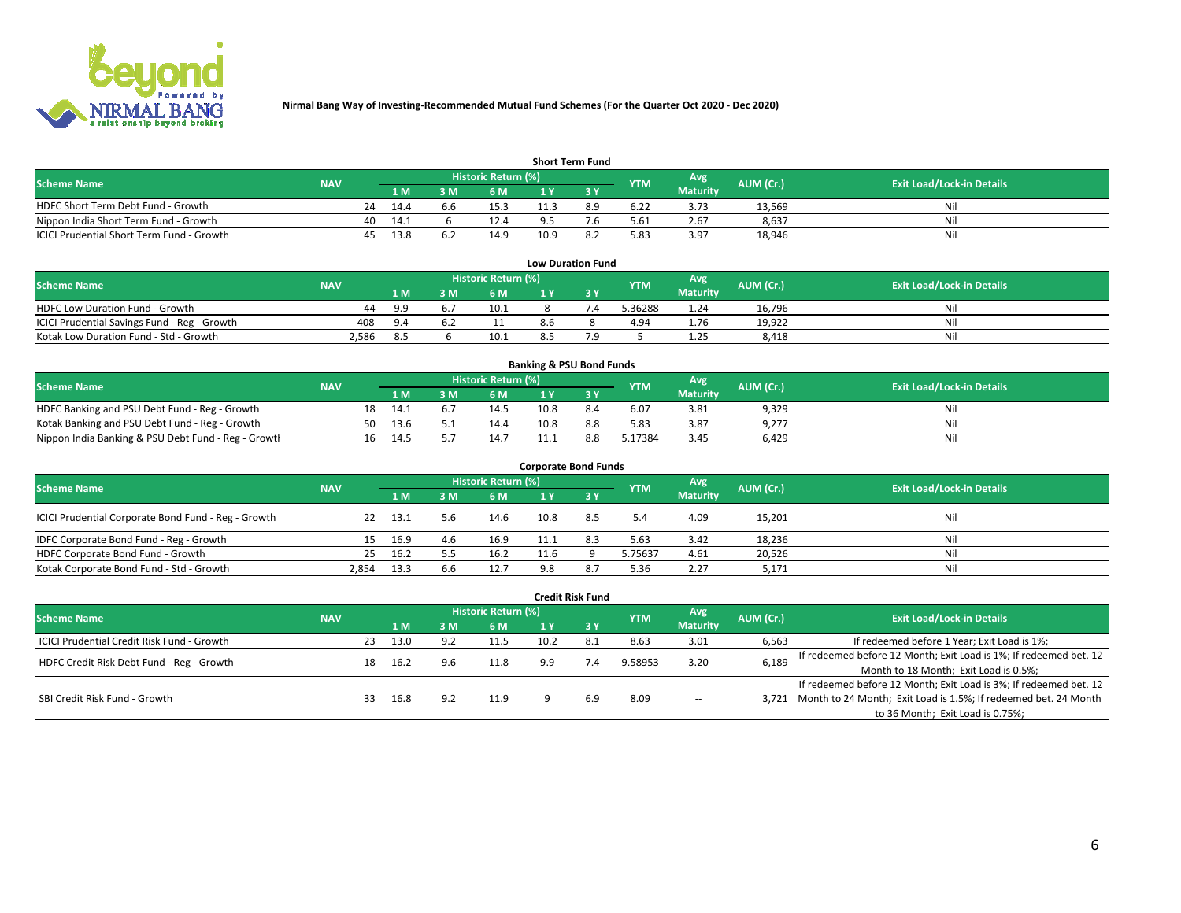**Nirmal Bang Way of Investing-Recommended Mutual Fund Schemes (For the Quarter Oct 2020 - Dec 2020)**

### Short Term Fund

| Scheme Name | NAV | Historic Return (%) | | | | | YTM | Avg Maturity | AUM (Cr.) | Exit Load/Lock-in Details |
|---|---|---|---|---|---|---|---|---|---|---|
| | | 1 M | 3 M | 6 M | 1 Y | 3 Y | | | | |
| HDFC Short Term Debt Fund - Growth | 24 | 14.4 | 6.6 | 15.3 | 11.3 | 8.9 | 6.22 | 3.73 | 13,569 | Nil |
| Nippon India Short Term Fund - Growth | 40 | 14.1 | 6 | 12.4 | 9.5 | 7.6 | 5.61 | 2.67 | 8,637 | Nil |
| ICICI Prudential Short Term Fund - Growth | 45 | 13.8 | 6.2 | 14.9 | 10.9 | 8.2 | 5.83 | 3.97 | 18,946 | Nil |

### Low Duration Fund

| Scheme Name | NAV | Historic Return (%) | | | | | YTM | Avg Maturity | AUM (Cr.) | Exit Load/Lock-in Details |
|---|---|---|---|---|---|---|---|---|---|---|
| | | 1 M | 3 M | 6 M | 1 Y | 3 Y | | | | |
| HDFC Low Duration Fund - Growth | 44 | 9.9 | 6.7 | 10.1 | 8 | 7.4 | 5.36288 | 1.24 | 16,796 | Nil |
| ICICI Prudential Savings Fund - Reg - Growth | 408 | 9.4 | 6.2 | 11 | 8.6 | 8 | 4.94 | 1.76 | 19,922 | Nil |
| Kotak Low Duration Fund - Std - Growth | 2,586 | 8.5 | 6 | 10.1 | 8.5 | 7.9 | 5 | 1.25 | 8,418 | Nil |

### Banking & PSU Bond Funds

| Scheme Name | NAV | Historic Return (%) | | | | | YTM | Avg Maturity | AUM (Cr.) | Exit Load/Lock-in Details |
|---|---|---|---|---|---|---|---|---|---|---|
| | | 1 M | 3 M | 6 M | 1 Y | 3 Y | | | | |
| HDFC Banking and PSU Debt Fund - Reg - Growth | 18 | 14.1 | 6.7 | 14.5 | 10.8 | 8.4 | 6.07 | 3.81 | 9,329 | Nil |
| Kotak Banking and PSU Debt Fund - Reg - Growth | 50 | 13.6 | 5.1 | 14.4 | 10.8 | 8.8 | 5.83 | 3.87 | 9,277 | Nil |
| Nippon India Banking & PSU Debt Fund - Reg - Growth | 16 | 14.5 | 5.7 | 14.7 | 11.1 | 8.8 | 5.17384 | 3.45 | 6,429 | Nil |

### Corporate Bond Funds

| Scheme Name | NAV | Historic Return (%) | | | | | YTM | Avg Maturity | AUM (Cr.) | Exit Load/Lock-in Details |
|---|---|---|---|---|---|---|---|---|---|---|
| | | 1 M | 3 M | 6 M | 1 Y | 3 Y | | | | |
| ICICI Prudential Corporate Bond Fund - Reg - Growth | 22 | 13.1 | 5.6 | 14.6 | 10.8 | 8.5 | 5.4 | 4.09 | 15,201 | Nil |
| IDFC Corporate Bond Fund - Reg - Growth | 15 | 16.9 | 4.6 | 16.9 | 11.1 | 8.3 | 5.63 | 3.42 | 18,236 | Nil |
| HDFC Corporate Bond Fund - Growth | 25 | 16.2 | 5.5 | 16.2 | 11.6 | 9 | 5.75637 | 4.61 | 20,526 | Nil |
| Kotak Corporate Bond Fund - Std - Growth | 2,854 | 13.3 | 6.6 | 12.7 | 9.8 | 8.7 | 5.36 | 2.27 | 5,171 | Nil |

### Credit Risk Fund

| Scheme Name | NAV | Historic Return (%) | | | | | YTM | Avg Maturity | AUM (Cr.) | Exit Load/Lock-in Details |
|---|---|---|---|---|---|---|---|---|---|---|
| | | 1 M | 3 M | 6 M | 1 Y | 3 Y | | | | |
| ICICI Prudential Credit Risk Fund - Growth | 23 | 13.0 | 9.2 | 11.5 | 10.2 | 8.1 | 8.63 | 3.01 | 6,563 | If redeemed before 1 Year; Exit Load is 1%; |
| HDFC Credit Risk Debt Fund - Reg - Growth | 18 | 16.2 | 9.6 | 11.8 | 9.9 | 7.4 | 9.58953 | 3.20 | 6,189 | If redeemed before 12 Month; Exit Load is 1%; If redeemed bet. 12 Month to 18 Month; Exit Load is 0.5%; |
| SBI Credit Risk Fund - Growth | 33 | 16.8 | 9.2 | 11.9 | 9 | 6.9 | 8.09 | -- | 3,721 | If redeemed before 12 Month; Exit Load is 3%; If redeemed bet. 12 Month to 24 Month; Exit Load is 1.5%; If redeemed bet. 24 Month to 36 Month; Exit Load is 0.75%; |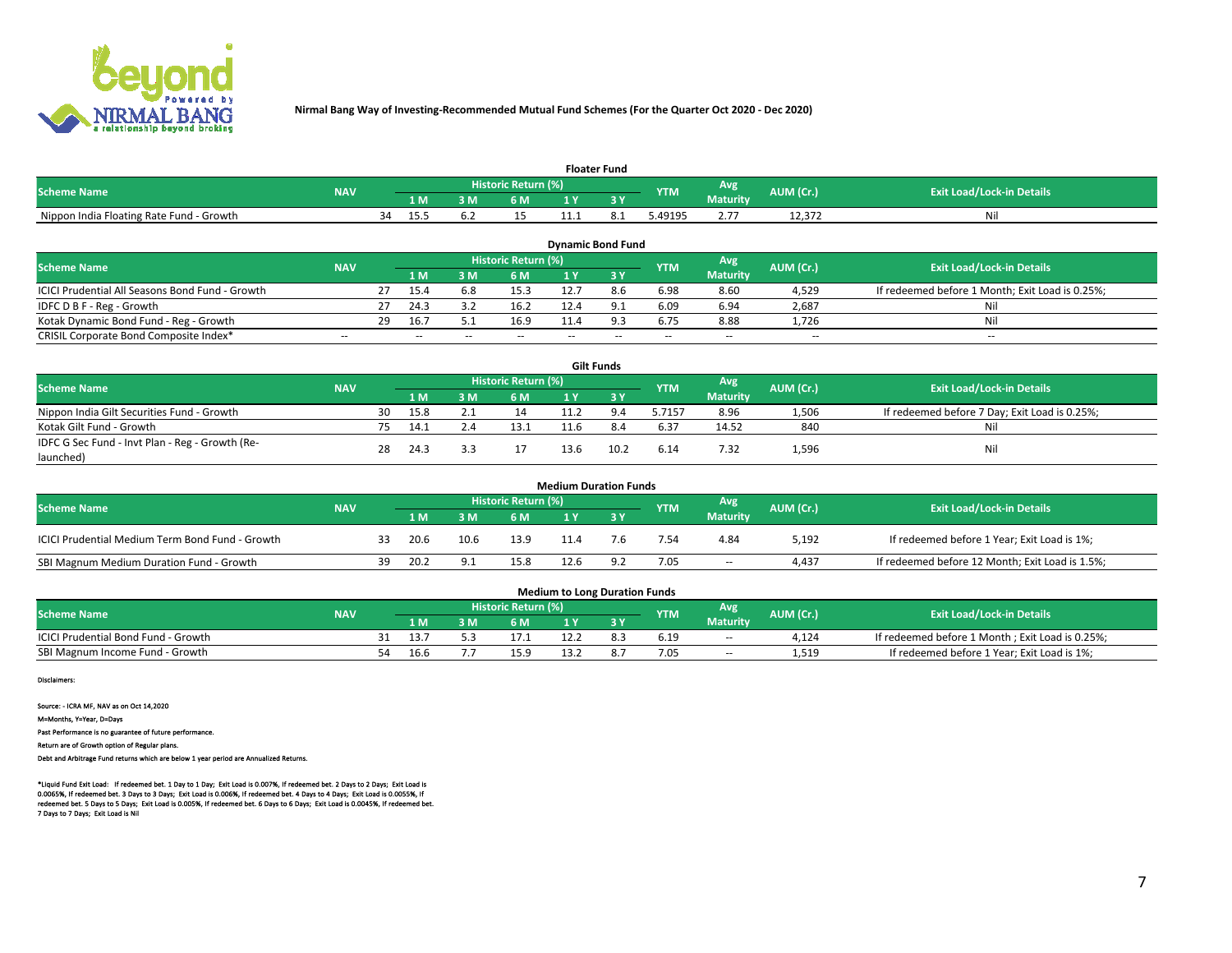Nirmal Bang Way of Investing-Recommended Mutual Fund Schemes (For the Quarter Oct 2020 - Dec 2020)

## Floater Fund

| Scheme Name | NAV | Historic Return (%) | | | | | YTM | Avg Maturity | AUM (Cr.) | Exit Load/Lock-in Details |
|---|---|---|---|---|---|---|---|---|---|---|
| | | 1 M | 3 M | 6 M | 1 Y | 3 Y | | | | |
| Nippon India Floating Rate Fund - Growth | 34 | 15.5 | 6.2 | 15 | 11.1 | 8.1 | 5.49195 | 2.77 | 12,372 | Nil |

## Dynamic Bond Fund

| Scheme Name | NAV | Historic Return (%) | | | | | YTM | Avg Maturity | AUM (Cr.) | Exit Load/Lock-in Details |
|---|---|---|---|---|---|---|---|---|---|---|
| | | 1 M | 3 M | 6 M | 1 Y | 3 Y | | | | |
| ICICI Prudential All Seasons Bond Fund - Growth | 27 | 15.4 | 6.8 | 15.3 | 12.7 | 8.6 | 6.98 | 8.60 | 4,529 | If redeemed before 1 Month; Exit Load is 0.25%; |
| IDFC D B F - Reg - Growth | 27 | 24.3 | 3.2 | 16.2 | 12.4 | 9.1 | 6.09 | 6.94 | 2,687 | Nil |
| Kotak Dynamic Bond Fund - Reg - Growth | 29 | 16.7 | 5.1 | 16.9 | 11.4 | 9.3 | 6.75 | 8.88 | 1,726 | Nil |
| CRISIL Corporate Bond Composite Index* | -- | -- | -- | -- | -- | -- | -- | -- | -- | -- |

## Gilt Funds

| Scheme Name | NAV | Historic Return (%) | | | | | YTM | Avg Maturity | AUM (Cr.) | Exit Load/Lock-in Details |
|---|---|---|---|---|---|---|---|---|---|---|
| | | 1 M | 3 M | 6 M | 1 Y | 3 Y | | | | |
| Nippon India Gilt Securities Fund - Growth | 30 | 15.8 | 2.1 | 14 | 11.2 | 9.4 | 5.7157 | 8.96 | 1,506 | If redeemed before 7 Day; Exit Load is 0.25%; |
| Kotak Gilt Fund - Growth | 75 | 14.1 | 2.4 | 13.1 | 11.6 | 8.4 | 6.37 | 14.52 | 840 | Nil |
| IDFC G Sec Fund - Invt Plan - Reg - Growth (Re-launched) | 28 | 24.3 | 3.3 | 17 | 13.6 | 10.2 | 6.14 | 7.32 | 1,596 | Nil |

## Medium Duration Funds

| Scheme Name | NAV | Historic Return (%) | | | | | YTM | Avg Maturity | AUM (Cr.) | Exit Load/Lock-in Details |
|---|---|---|---|---|---|---|---|---|---|---|
| | | 1 M | 3 M | 6 M | 1 Y | 3 Y | | | | |
| ICICI Prudential Medium Term Bond Fund - Growth | 33 | 20.6 | 10.6 | 13.9 | 11.4 | 7.6 | 7.54 | 4.84 | 5,192 | If redeemed before 1 Year; Exit Load is 1%; |
| SBI Magnum Medium Duration Fund - Growth | 39 | 20.2 | 9.1 | 15.8 | 12.6 | 9.2 | 7.05 | -- | 4,437 | If redeemed before 12 Month; Exit Load is 1.5%; |

## Medium to Long Duration Funds

| Scheme Name | NAV | Historic Return (%) | | | | | YTM | Avg Maturity | AUM (Cr.) | Exit Load/Lock-in Details |
|---|---|---|---|---|---|---|---|---|---|---|
| | | 1 M | 3 M | 6 M | 1 Y | 3 Y | | | | |
| ICICI Prudential Bond Fund - Growth | 31 | 13.7 | 5.3 | 17.1 | 12.2 | 8.3 | 6.19 | -- | 4,124 | If redeemed before 1 Month ; Exit Load is 0.25%; |
| SBI Magnum Income Fund - Growth | 54 | 16.6 | 7.7 | 15.9 | 13.2 | 8.7 | 7.05 | -- | 1,519 | If redeemed before 1 Year; Exit Load is 1%; |

Disclaimers:

Source: - ICRA MF, NAV as on Oct 14,2020

M=Months, Y=Year, D=Days

Past Performance is no guarantee of future performance.

Return are of Growth option of Regular plans.

Debt and Arbitrage Fund returns which are below 1 year period are Annualized Returns.

*Liquid Fund Exit Load: If redeemed bet. 1 Day to 1 Day; Exit Load is 0.007%, If redeemed bet. 2 Days to 2 Days; Exit Load is 0.0065%, If redeemed bet. 3 Days to 3 Days; Exit Load is 0.006%, If redeemed bet. 4 Days to 4 Days; Exit Load is 0.0055%, If redeemed bet. 5 Days to 5 Days; Exit Load is 0.005%, If redeemed bet. 6 Days to 6 Days; Exit Load is 0.0045%, If redeemed bet. 7 Days to 7 Days; Exit Load is Nil